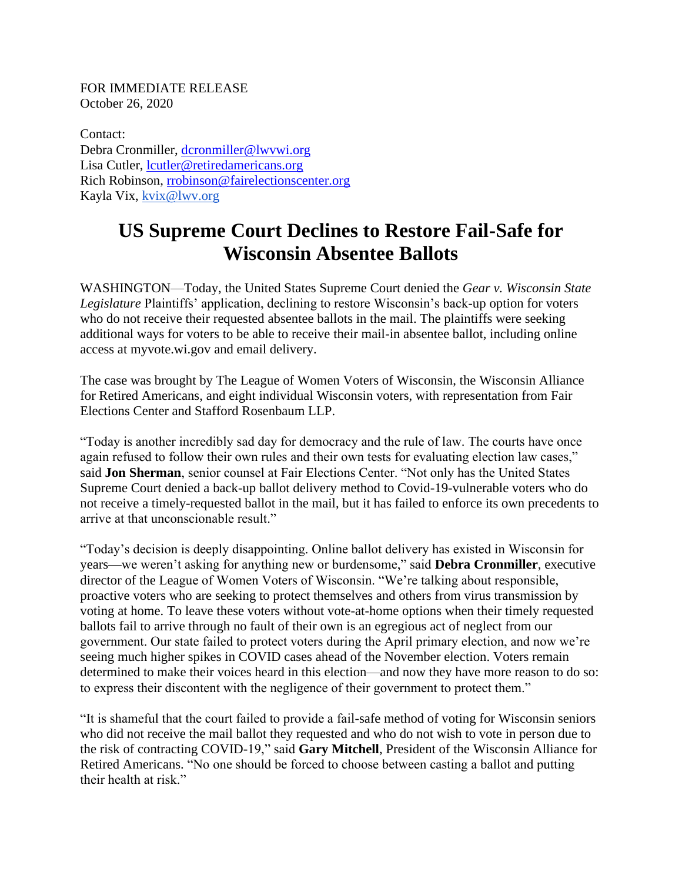FOR IMMEDIATE RELEASE
October 26, 2020

Contact:
Debra Cronmiller, dcronmiller@lwvwi.org
Lisa Cutler, lcutler@retiredamericans.org
Rich Robinson, rrobinson@fairelectionscenter.org
Kayla Vix, kvix@lwv.org

# US Supreme Court Declines to Restore Fail-Safe for Wisconsin Absentee Ballots

WASHINGTON—Today, the United States Supreme Court denied the *Gear v. Wisconsin State Legislature* Plaintiffs' application, declining to restore Wisconsin's back-up option for voters who do not receive their requested absentee ballots in the mail. The plaintiffs were seeking additional ways for voters to be able to receive their mail-in absentee ballot, including online access at myvote.wi.gov and email delivery.

The case was brought by The League of Women Voters of Wisconsin, the Wisconsin Alliance for Retired Americans, and eight individual Wisconsin voters, with representation from Fair Elections Center and Stafford Rosenbaum LLP.

"Today is another incredibly sad day for democracy and the rule of law. The courts have once again refused to follow their own rules and their own tests for evaluating election law cases," said **Jon Sherman**, senior counsel at Fair Elections Center. "Not only has the United States Supreme Court denied a back-up ballot delivery method to Covid-19-vulnerable voters who do not receive a timely-requested ballot in the mail, but it has failed to enforce its own precedents to arrive at that unconscionable result."

"Today's decision is deeply disappointing. Online ballot delivery has existed in Wisconsin for years—we weren't asking for anything new or burdensome," said **Debra Cronmiller**, executive director of the League of Women Voters of Wisconsin. "We're talking about responsible, proactive voters who are seeking to protect themselves and others from virus transmission by voting at home. To leave these voters without vote-at-home options when their timely requested ballots fail to arrive through no fault of their own is an egregious act of neglect from our government. Our state failed to protect voters during the April primary election, and now we're seeing much higher spikes in COVID cases ahead of the November election. Voters remain determined to make their voices heard in this election—and now they have more reason to do so: to express their discontent with the negligence of their government to protect them."

"It is shameful that the court failed to provide a fail-safe method of voting for Wisconsin seniors who did not receive the mail ballot they requested and who do not wish to vote in person due to the risk of contracting COVID-19," said **Gary Mitchell**, President of the Wisconsin Alliance for Retired Americans. "No one should be forced to choose between casting a ballot and putting their health at risk."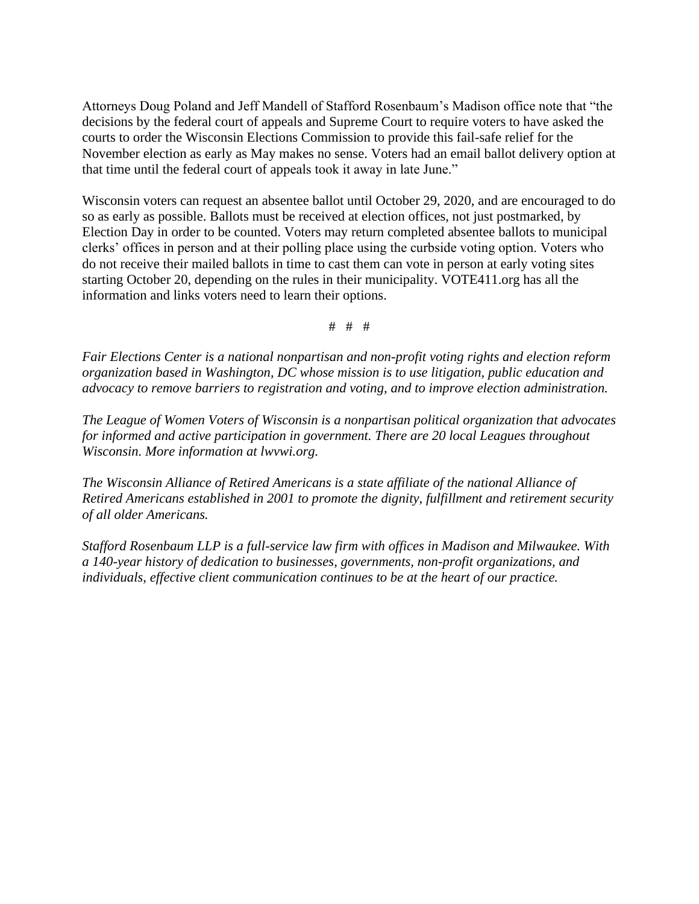Attorneys Doug Poland and Jeff Mandell of Stafford Rosenbaum's Madison office note that "the decisions by the federal court of appeals and Supreme Court to require voters to have asked the courts to order the Wisconsin Elections Commission to provide this fail-safe relief for the November election as early as May makes no sense. Voters had an email ballot delivery option at that time until the federal court of appeals took it away in late June."

Wisconsin voters can request an absentee ballot until October 29, 2020, and are encouraged to do so as early as possible. Ballots must be received at election offices, not just postmarked, by Election Day in order to be counted. Voters may return completed absentee ballots to municipal clerks' offices in person and at their polling place using the curbside voting option. Voters who do not receive their mailed ballots in time to cast them can vote in person at early voting sites starting October 20, depending on the rules in their municipality. VOTE411.org has all the information and links voters need to learn their options.

# # #

*Fair Elections Center is a national nonpartisan and non-profit voting rights and election reform organization based in Washington, DC whose mission is to use litigation, public education and advocacy to remove barriers to registration and voting, and to improve election administration.*

*The League of Women Voters of Wisconsin is a nonpartisan political organization that advocates for informed and active participation in government. There are 20 local Leagues throughout Wisconsin. More information at lwvwi.org.*

*The Wisconsin Alliance of Retired Americans is a state affiliate of the national Alliance of Retired Americans established in 2001 to promote the dignity, fulfillment and retirement security of all older Americans.*

*Stafford Rosenbaum LLP is a full-service law firm with offices in Madison and Milwaukee. With a 140-year history of dedication to businesses, governments, non-profit organizations, and individuals, effective client communication continues to be at the heart of our practice.*